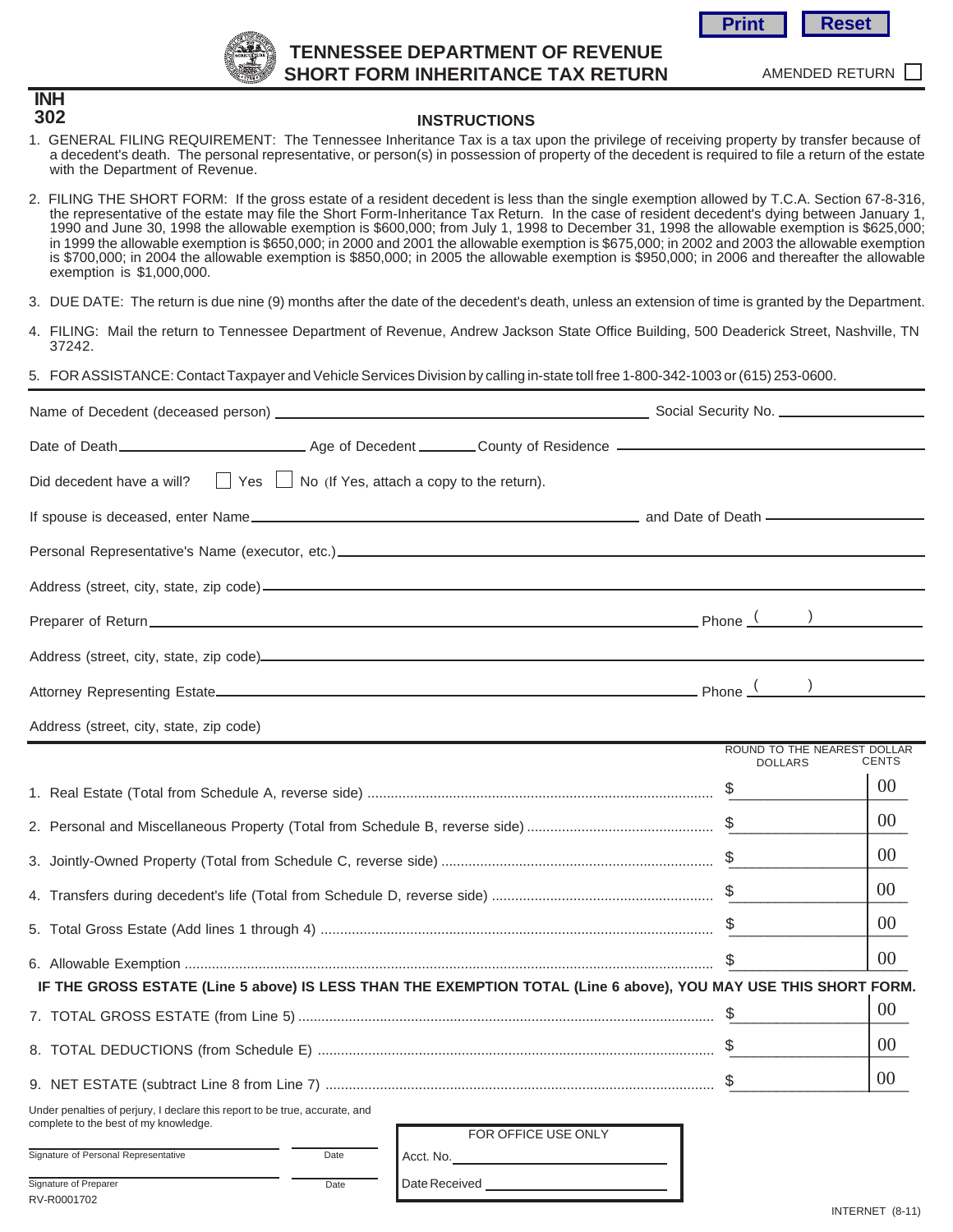Print Reset

# TENNESSEE DEPARTMENT OF REVENUE
# SHORT FORM INHERITANCE TAX RETURN

AMENDED RETURN ☐

**INH 302**

## INSTRUCTIONS

1. GENERAL FILING REQUIREMENT: The Tennessee Inheritance Tax is a tax upon the privilege of receiving property by transfer because of a decedent's death. The personal representative, or person(s) in possession of property of the decedent is required to file a return of the estate with the Department of Revenue.

2. FILING THE SHORT FORM: If the gross estate of a resident decedent is less than the single exemption allowed by T.C.A. Section 67-8-316, the representative of the estate may file the Short Form-Inheritance Tax Return. In the case of resident decedent's dying between January 1, 1990 and June 30, 1998 the allowable exemption is $600,000; from July 1, 1998 to December 31, 1998 the allowable exemption is $625,000; in 1999 the allowable exemption is $650,000; in 2000 and 2001 the allowable exemption is $675,000; in 2002 and 2003 the allowable exemption is $700,000; in 2004 the allowable exemption is $850,000; in 2005 the allowable exemption is $950,000; in 2006 and thereafter the allowable exemption is $1,000,000.

3. DUE DATE: The return is due nine (9) months after the date of the decedent's death, unless an extension of time is granted by the Department.

4. FILING: Mail the return to Tennessee Department of Revenue, Andrew Jackson State Office Building, 500 Deaderick Street, Nashville, TN 37242.

5. FOR ASSISTANCE: Contact Taxpayer and Vehicle Services Division by calling in-state toll free 1-800-342-1003 or (615) 253-0600.

Name of Decedent (deceased person) ______________________ Social Security No. ______________

Date of Death ______________ Age of Decedent ________ County of Residence ______________

Did decedent have a will? ☐ Yes ☐ No (If Yes, attach a copy to the return).

If spouse is deceased, enter Name ______________________ and Date of Death ______________

Personal Representative's Name (executor, etc.) ______________________

Address (street, city, state, zip code) ______________________

Preparer of Return ______________________ Phone ( ) ______________

Address (street, city, state, zip code) ______________________

Attorney Representing Estate ______________________ Phone ( ) ______________

Address (street, city, state, zip code)

| | ROUND TO THE NEAREST DOLLAR — DOLLARS | CENTS |
|---|---|---|
| 1. Real Estate (Total from Schedule A, reverse side) | $ | 00 |
| 2. Personal and Miscellaneous Property (Total from Schedule B, reverse side) | $ | 00 |
| 3. Jointly-Owned Property (Total from Schedule C, reverse side) | $ | 00 |
| 4. Transfers during decedent's life (Total from Schedule D, reverse side) | $ | 00 |
| 5. Total Gross Estate (Add lines 1 through 4) | $ | 00 |
| 6. Allowable Exemption | $ | 00 |

**IF THE GROSS ESTATE (Line 5 above) IS LESS THAN THE EXEMPTION TOTAL (Line 6 above), YOU MAY USE THIS SHORT FORM.**

| | DOLLARS | CENTS |
|---|---|---|
| 7. TOTAL GROSS ESTATE (from Line 5) | $ | 00 |
| 8. TOTAL DEDUCTIONS (from Schedule E) | $ | 00 |
| 9. NET ESTATE (subtract Line 8 from Line 7) | $ | 00 |

Under penalties of perjury, I declare this report to be true, accurate, and complete to the best of my knowledge.

______________________ ________
Signature of Personal Representative Date

______________________ ________
Signature of Preparer Date

FOR OFFICE USE ONLY

Acct. No. ______________

Date Received ______________

RV-R0001702

INTERNET (8-11)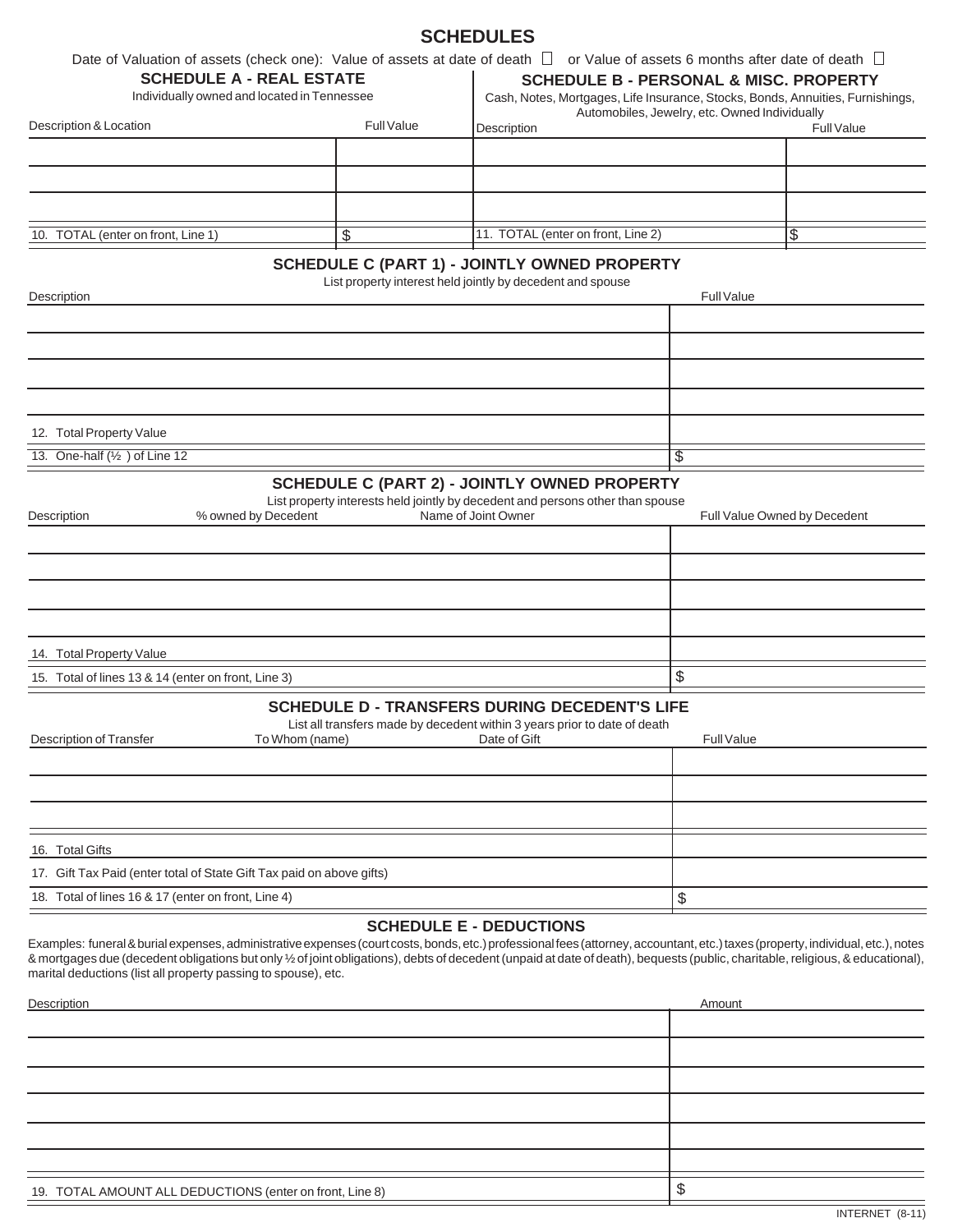# SCHEDULES

Date of Valuation of assets (check one): Value of assets at date of death ☐ or Value of assets 6 months after date of death ☐

## SCHEDULE A - REAL ESTATE

Individually owned and located in Tennessee

| Description & Location | Full Value |
|---|---|
| | |
| | |
| | |
| 10. TOTAL (enter on front, Line 1) | $ |

## SCHEDULE B - PERSONAL & MISC. PROPERTY

Cash, Notes, Mortgages, Life Insurance, Stocks, Bonds, Annuities, Furnishings, Automobiles, Jewelry, etc. Owned Individually

| Description | Full Value |
|---|---|
| | |
| | |
| | |
| 11. TOTAL (enter on front, Line 2) | $ |

## SCHEDULE C (PART 1) - JOINTLY OWNED PROPERTY

List property interest held jointly by decedent and spouse

| Description | Full Value |
|---|---|
| | |
| | |
| | |
| | |
| 12. Total Property Value | |
| 13. One-half (½ ) of Line 12 | $ |

## SCHEDULE C (PART 2) - JOINTLY OWNED PROPERTY

List property interests held jointly by decedent and persons other than spouse

| Description | % owned by Decedent | Name of Joint Owner | Full Value Owned by Decedent |
|---|---|---|---|
| | | | |
| | | | |
| | | | |
| | | | |
| 14. Total Property Value | | | |
| 15. Total of lines 13 & 14 (enter on front, Line 3) | | | $ |

## SCHEDULE D - TRANSFERS DURING DECEDENT'S LIFE

List all transfers made by decedent within 3 years prior to date of death

| Description of Transfer | To Whom (name) | Date of Gift | Full Value |
|---|---|---|---|
| | | | |
| | | | |
| | | | |
| 16. Total Gifts | | | |
| 17. Gift Tax Paid (enter total of State Gift Tax paid on above gifts) | | | |
| 18. Total of lines 16 & 17 (enter on front, Line 4) | | | $ |

## SCHEDULE E - DEDUCTIONS

Examples: funeral & burial expenses, administrative expenses (court costs, bonds, etc.) professional fees (attorney, accountant, etc.) taxes (property, individual, etc.), notes & mortgages due (decedent obligations but only ½ of joint obligations), debts of decedent (unpaid at date of death), bequests (public, charitable, religious, & educational), marital deductions (list all property passing to spouse), etc.

| Description | Amount |
|---|---|
| | |
| | |
| | |
| | |
| | |
| | |
| 19. TOTAL AMOUNT ALL DEDUCTIONS (enter on front, Line 8) | $ |

INTERNET (8-11)